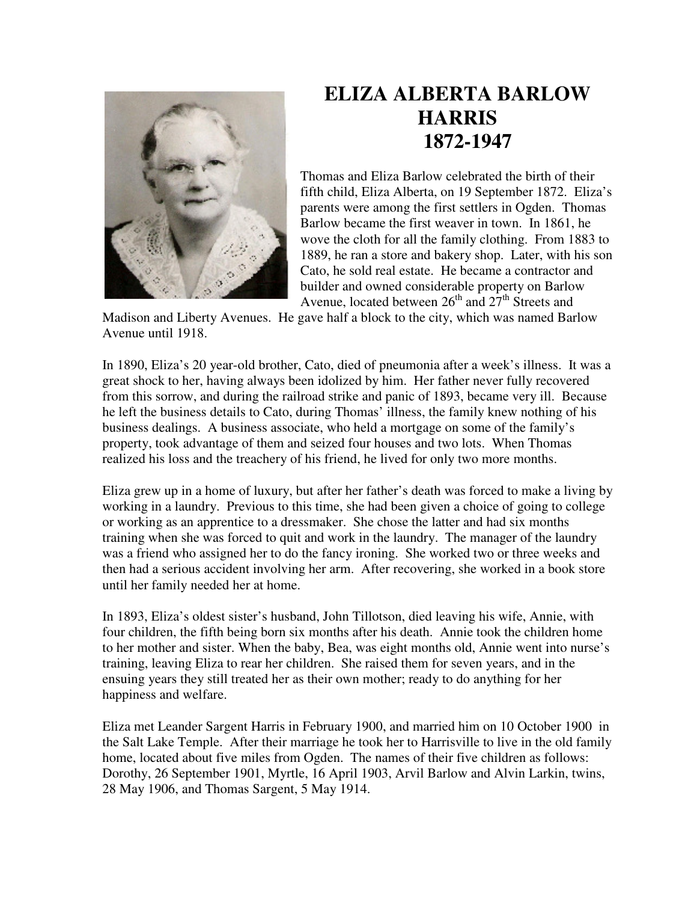# ELIZA ALBERTA BARLOW HARRIS
# 1872-1947

Thomas and Eliza Barlow celebrated the birth of their fifth child, Eliza Alberta, on 19 September 1872. Eliza's parents were among the first settlers in Ogden. Thomas Barlow became the first weaver in town. In 1861, he wove the cloth for all the family clothing. From 1883 to 1889, he ran a store and bakery shop. Later, with his son Cato, he sold real estate. He became a contractor and builder and owned considerable property on Barlow Avenue, located between 26th and 27th Streets and Madison and Liberty Avenues. He gave half a block to the city, which was named Barlow Avenue until 1918.

In 1890, Eliza's 20 year-old brother, Cato, died of pneumonia after a week's illness. It was a great shock to her, having always been idolized by him. Her father never fully recovered from this sorrow, and during the railroad strike and panic of 1893, became very ill. Because he left the business details to Cato, during Thomas' illness, the family knew nothing of his business dealings. A business associate, who held a mortgage on some of the family's property, took advantage of them and seized four houses and two lots. When Thomas realized his loss and the treachery of his friend, he lived for only two more months.

Eliza grew up in a home of luxury, but after her father's death was forced to make a living by working in a laundry. Previous to this time, she had been given a choice of going to college or working as an apprentice to a dressmaker. She chose the latter and had six months training when she was forced to quit and work in the laundry. The manager of the laundry was a friend who assigned her to do the fancy ironing. She worked two or three weeks and then had a serious accident involving her arm. After recovering, she worked in a book store until her family needed her at home.

In 1893, Eliza's oldest sister's husband, John Tillotson, died leaving his wife, Annie, with four children, the fifth being born six months after his death. Annie took the children home to her mother and sister. When the baby, Bea, was eight months old, Annie went into nurse's training, leaving Eliza to rear her children. She raised them for seven years, and in the ensuing years they still treated her as their own mother; ready to do anything for her happiness and welfare.

Eliza met Leander Sargent Harris in February 1900, and married him on 10 October 1900 in the Salt Lake Temple. After their marriage he took her to Harrisville to live in the old family home, located about five miles from Ogden. The names of their five children as follows: Dorothy, 26 September 1901, Myrtle, 16 April 1903, Arvil Barlow and Alvin Larkin, twins, 28 May 1906, and Thomas Sargent, 5 May 1914.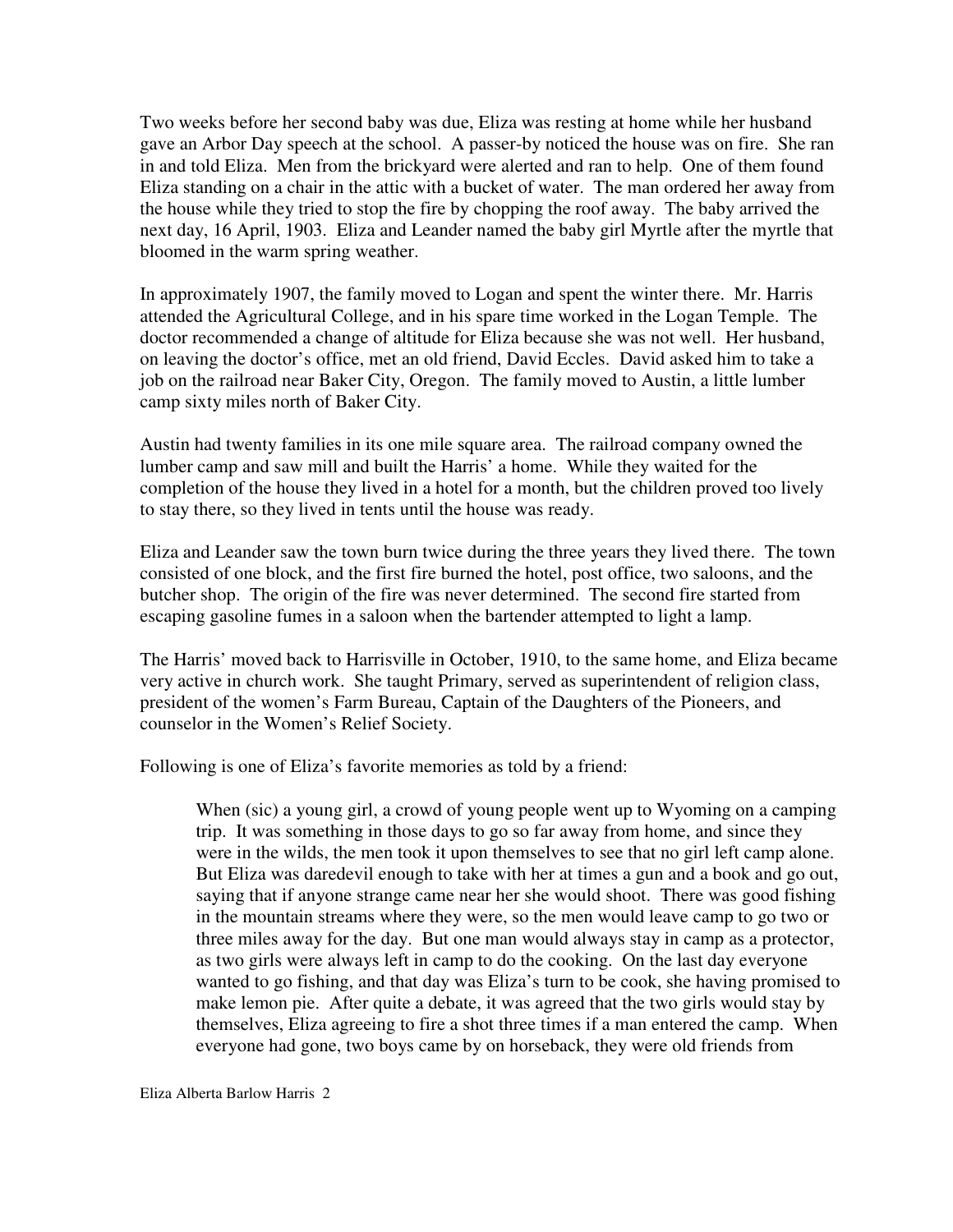Two weeks before her second baby was due, Eliza was resting at home while her husband gave an Arbor Day speech at the school. A passer-by noticed the house was on fire. She ran in and told Eliza. Men from the brickyard were alerted and ran to help. One of them found Eliza standing on a chair in the attic with a bucket of water. The man ordered her away from the house while they tried to stop the fire by chopping the roof away. The baby arrived the next day, 16 April, 1903. Eliza and Leander named the baby girl Myrtle after the myrtle that bloomed in the warm spring weather.

In approximately 1907, the family moved to Logan and spent the winter there. Mr. Harris attended the Agricultural College, and in his spare time worked in the Logan Temple. The doctor recommended a change of altitude for Eliza because she was not well. Her husband, on leaving the doctor's office, met an old friend, David Eccles. David asked him to take a job on the railroad near Baker City, Oregon. The family moved to Austin, a little lumber camp sixty miles north of Baker City.

Austin had twenty families in its one mile square area. The railroad company owned the lumber camp and saw mill and built the Harris' home. While they waited for the completion of the house they lived in a hotel for a month, but the children proved too lively to stay there, so they lived in tents until the house was ready.

Eliza and Leander saw the town burn twice during the three years they lived there. The town consisted of one block, and the first fire burned the hotel, post office, two saloons, and the butcher shop. The origin of the fire was never determined. The second fire started from escaping gasoline fumes in a saloon when the bartender attempted to light a lamp.

The Harris' moved back to Harrisville in October, 1910, to the same home, and Eliza became very active in church work. She taught Primary, served as superintendent of religion class, president of the women's Farm Bureau, Captain of the Daughters of the Pioneers, and counselor in the Women's Relief Society.

Following is one of Eliza's favorite memories as told by a friend:

> When (sic) a young girl, a crowd of young people went up to Wyoming on a camping trip. It was something in those days to go so far away from home, and since they were in the wilds, the men took it upon themselves to see that no girl left camp alone. But Eliza was daredevil enough to take with her at times a gun and a book and go out, saying that if anyone strange came near her she would shoot. There was good fishing in the mountain streams where they were, so the men would leave camp to go two or three miles away for the day. But one man would always stay in camp as a protector, as two girls were always left in camp to do the cooking. On the last day everyone wanted to go fishing, and that day was Eliza's turn to be cook, she having promised to make lemon pie. After quite a debate, it was agreed that the two girls would stay by themselves, Eliza agreeing to fire a shot three times if a man entered the camp. When everyone had gone, two boys came by on horseback, they were old friends from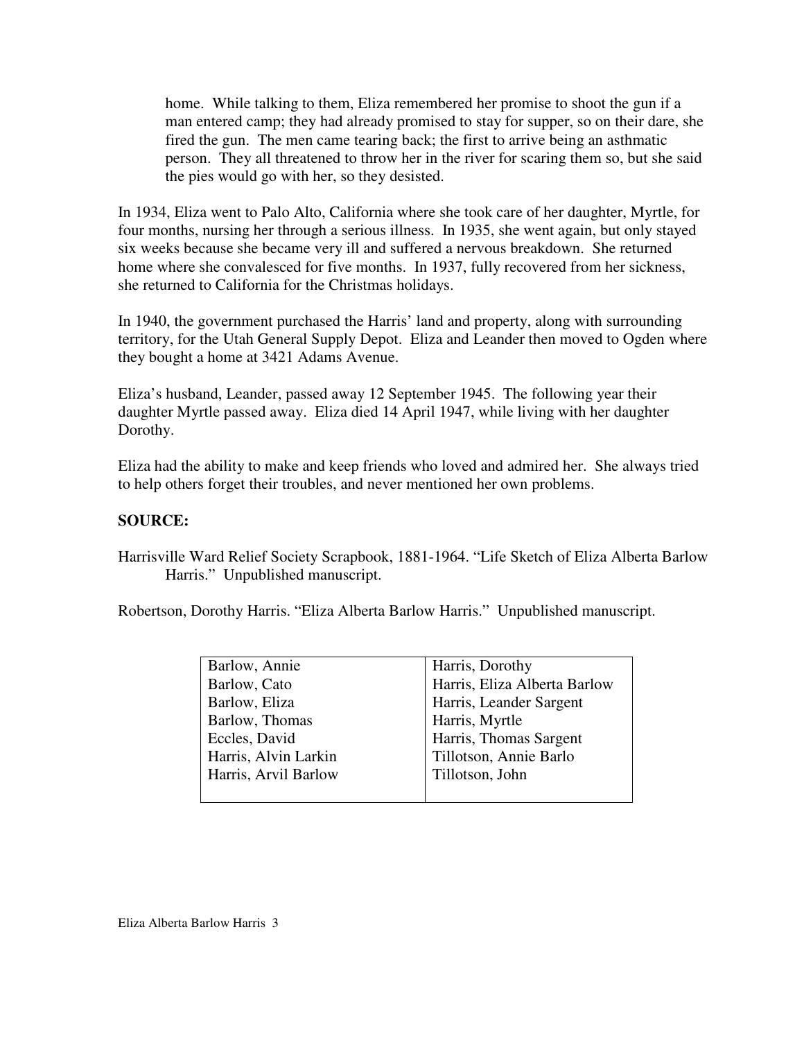home. While talking to them, Eliza remembered her promise to shoot the gun if a man entered camp; they had already promised to stay for supper, so on their dare, she fired the gun. The men came tearing back; the first to arrive being an asthmatic person. They all threatened to throw her in the river for scaring them so, but she said the pies would go with her, so they desisted.

In 1934, Eliza went to Palo Alto, California where she took care of her daughter, Myrtle, for four months, nursing her through a serious illness. In 1935, she went again, but only stayed six weeks because she became very ill and suffered a nervous breakdown. She returned home where she convalesced for five months. In 1937, fully recovered from her sickness, she returned to California for the Christmas holidays.

In 1940, the government purchased the Harris' land and property, along with surrounding territory, for the Utah General Supply Depot. Eliza and Leander then moved to Ogden where they bought a home at 3421 Adams Avenue.

Eliza's husband, Leander, passed away 12 September 1945. The following year their daughter Myrtle passed away. Eliza died 14 April 1947, while living with her daughter Dorothy.

Eliza had the ability to make and keep friends who loved and admired her. She always tried to help others forget their troubles, and never mentioned her own problems.

**SOURCE:**

Harrisville Ward Relief Society Scrapbook, 1881-1964. "Life Sketch of Eliza Alberta Barlow Harris." Unpublished manuscript.

Robertson, Dorothy Harris. "Eliza Alberta Barlow Harris." Unpublished manuscript.

| | |
|---|---|
| Barlow, Annie | Harris, Dorothy |
| Barlow, Cato | Harris, Eliza Alberta Barlow |
| Barlow, Eliza | Harris, Leander Sargent |
| Barlow, Thomas | Harris, Myrtle |
| Eccles, David | Harris, Thomas Sargent |
| Harris, Alvin Larkin | Tillotson, Annie Barlo |
| Harris, Arvil Barlow | Tillotson, John |